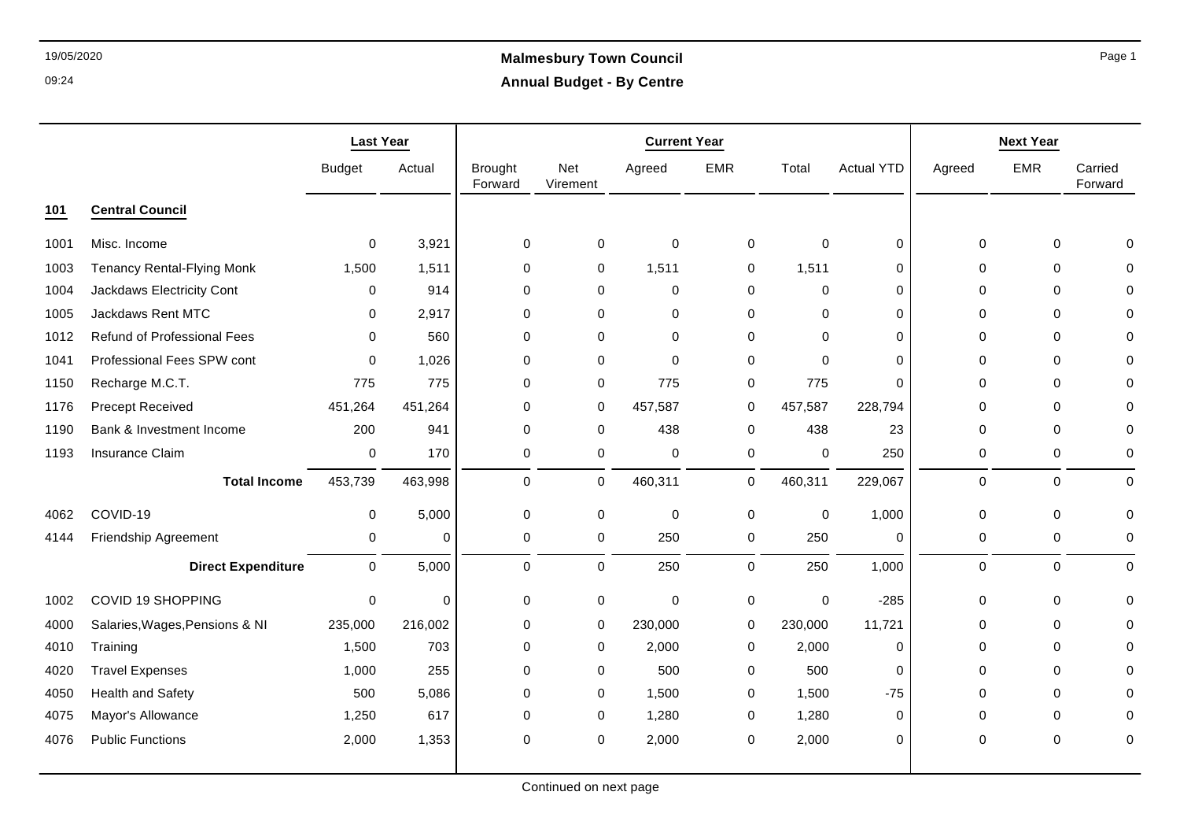# Malmesbury Town Council

## Annual Budget - By Centre

19/05/2020 09:24

| | | Last Year | | Current Year | | | | | | Next Year | | |
|---|---|---|---|---|---|---|---|---|---|---|---|---|
| | | Budget | Actual | Brought Forward | Net Virement | Agreed | EMR | Total | Actual YTD | Agreed | EMR | Carried Forward |
| **101** | **Central Council** | | | | | | | | | | | |
| 1001 | Misc. Income | 0 | 3,921 | 0 | 0 | 0 | 0 | 0 | 0 | 0 | 0 | 0 |
| 1003 | Tenancy Rental-Flying Monk | 1,500 | 1,511 | 0 | 0 | 1,511 | 0 | 1,511 | 0 | 0 | 0 | 0 |
| 1004 | Jackdaws Electricity Cont | 0 | 914 | 0 | 0 | 0 | 0 | 0 | 0 | 0 | 0 | 0 |
| 1005 | Jackdaws Rent MTC | 0 | 2,917 | 0 | 0 | 0 | 0 | 0 | 0 | 0 | 0 | 0 |
| 1012 | Refund of Professional Fees | 0 | 560 | 0 | 0 | 0 | 0 | 0 | 0 | 0 | 0 | 0 |
| 1041 | Professional Fees SPW cont | 0 | 1,026 | 0 | 0 | 0 | 0 | 0 | 0 | 0 | 0 | 0 |
| 1150 | Recharge M.C.T. | 775 | 775 | 0 | 0 | 775 | 0 | 775 | 0 | 0 | 0 | 0 |
| 1176 | Precept Received | 451,264 | 451,264 | 0 | 0 | 457,587 | 0 | 457,587 | 228,794 | 0 | 0 | 0 |
| 1190 | Bank & Investment Income | 200 | 941 | 0 | 0 | 438 | 0 | 438 | 23 | 0 | 0 | 0 |
| 1193 | Insurance Claim | 0 | 170 | 0 | 0 | 0 | 0 | 0 | 250 | 0 | 0 | 0 |
| | **Total Income** | 453,739 | 463,998 | 0 | 0 | 460,311 | 0 | 460,311 | 229,067 | 0 | 0 | 0 |
| 4062 | COVID-19 | 0 | 5,000 | 0 | 0 | 0 | 0 | 0 | 1,000 | 0 | 0 | 0 |
| 4144 | Friendship Agreement | 0 | 0 | 0 | 0 | 250 | 0 | 250 | 0 | 0 | 0 | 0 |
| | **Direct Expenditure** | 0 | 5,000 | 0 | 0 | 250 | 0 | 250 | 1,000 | 0 | 0 | 0 |
| 1002 | COVID 19 SHOPPING | 0 | 0 | 0 | 0 | 0 | 0 | 0 | -285 | 0 | 0 | 0 |
| 4000 | Salaries,Wages,Pensions & NI | 235,000 | 216,002 | 0 | 0 | 230,000 | 0 | 230,000 | 11,721 | 0 | 0 | 0 |
| 4010 | Training | 1,500 | 703 | 0 | 0 | 2,000 | 0 | 2,000 | 0 | 0 | 0 | 0 |
| 4020 | Travel Expenses | 1,000 | 255 | 0 | 0 | 500 | 0 | 500 | 0 | 0 | 0 | 0 |
| 4050 | Health and Safety | 500 | 5,086 | 0 | 0 | 1,500 | 0 | 1,500 | -75 | 0 | 0 | 0 |
| 4075 | Mayor's Allowance | 1,250 | 617 | 0 | 0 | 1,280 | 0 | 1,280 | 0 | 0 | 0 | 0 |
| 4076 | Public Functions | 2,000 | 1,353 | 0 | 0 | 2,000 | 0 | 2,000 | 0 | 0 | 0 | 0 |

Continued on next page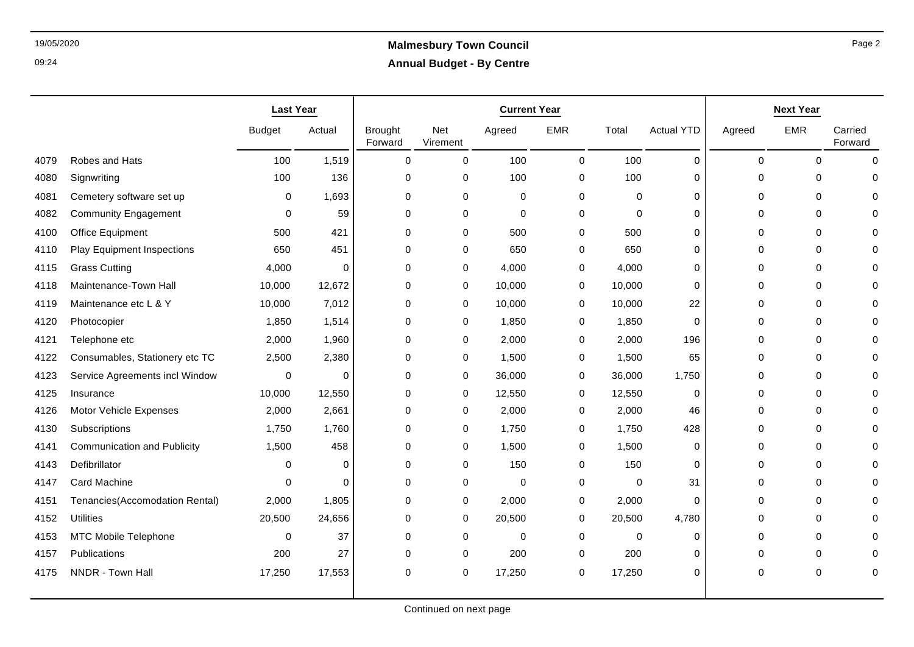# Malmesbury Town Council

## Annual Budget - By Centre

| | | Last Year | | Current Year | | | | | | Next Year | | |
|---|---|---|---|---|---|---|---|---|---|---|---|---|
| | | Budget | Actual | Brought Forward | Net Virement | Agreed | EMR | Total | Actual YTD | Agreed | EMR | Carried Forward |
| 4079 | Robes and Hats | 100 | 1,519 | 0 | 0 | 100 | 0 | 100 | 0 | 0 | 0 | 0 |
| 4080 | Signwriting | 100 | 136 | 0 | 0 | 100 | 0 | 100 | 0 | 0 | 0 | 0 |
| 4081 | Cemetery software set up | 0 | 1,693 | 0 | 0 | 0 | 0 | 0 | 0 | 0 | 0 | 0 |
| 4082 | Community Engagement | 0 | 59 | 0 | 0 | 0 | 0 | 0 | 0 | 0 | 0 | 0 |
| 4100 | Office Equipment | 500 | 421 | 0 | 0 | 500 | 0 | 500 | 0 | 0 | 0 | 0 |
| 4110 | Play Equipment Inspections | 650 | 451 | 0 | 0 | 650 | 0 | 650 | 0 | 0 | 0 | 0 |
| 4115 | Grass Cutting | 4,000 | 0 | 0 | 0 | 4,000 | 0 | 4,000 | 0 | 0 | 0 | 0 |
| 4118 | Maintenance-Town Hall | 10,000 | 12,672 | 0 | 0 | 10,000 | 0 | 10,000 | 0 | 0 | 0 | 0 |
| 4119 | Maintenance etc L & Y | 10,000 | 7,012 | 0 | 0 | 10,000 | 0 | 10,000 | 22 | 0 | 0 | 0 |
| 4120 | Photocopier | 1,850 | 1,514 | 0 | 0 | 1,850 | 0 | 1,850 | 0 | 0 | 0 | 0 |
| 4121 | Telephone etc | 2,000 | 1,960 | 0 | 0 | 2,000 | 0 | 2,000 | 196 | 0 | 0 | 0 |
| 4122 | Consumables, Stationery etc TC | 2,500 | 2,380 | 0 | 0 | 1,500 | 0 | 1,500 | 65 | 0 | 0 | 0 |
| 4123 | Service Agreements incl Window | 0 | 0 | 0 | 0 | 36,000 | 0 | 36,000 | 1,750 | 0 | 0 | 0 |
| 4125 | Insurance | 10,000 | 12,550 | 0 | 0 | 12,550 | 0 | 12,550 | 0 | 0 | 0 | 0 |
| 4126 | Motor Vehicle Expenses | 2,000 | 2,661 | 0 | 0 | 2,000 | 0 | 2,000 | 46 | 0 | 0 | 0 |
| 4130 | Subscriptions | 1,750 | 1,760 | 0 | 0 | 1,750 | 0 | 1,750 | 428 | 0 | 0 | 0 |
| 4141 | Communication and Publicity | 1,500 | 458 | 0 | 0 | 1,500 | 0 | 1,500 | 0 | 0 | 0 | 0 |
| 4143 | Defibrillator | 0 | 0 | 0 | 0 | 150 | 0 | 150 | 0 | 0 | 0 | 0 |
| 4147 | Card Machine | 0 | 0 | 0 | 0 | 0 | 0 | 0 | 31 | 0 | 0 | 0 |
| 4151 | Tenancies(Accomodation Rental) | 2,000 | 1,805 | 0 | 0 | 2,000 | 0 | 2,000 | 0 | 0 | 0 | 0 |
| 4152 | Utilities | 20,500 | 24,656 | 0 | 0 | 20,500 | 0 | 20,500 | 4,780 | 0 | 0 | 0 |
| 4153 | MTC Mobile Telephone | 0 | 37 | 0 | 0 | 0 | 0 | 0 | 0 | 0 | 0 | 0 |
| 4157 | Publications | 200 | 27 | 0 | 0 | 200 | 0 | 200 | 0 | 0 | 0 | 0 |
| 4175 | NNDR - Town Hall | 17,250 | 17,553 | 0 | 0 | 17,250 | 0 | 17,250 | 0 | 0 | 0 | 0 |

Continued on next page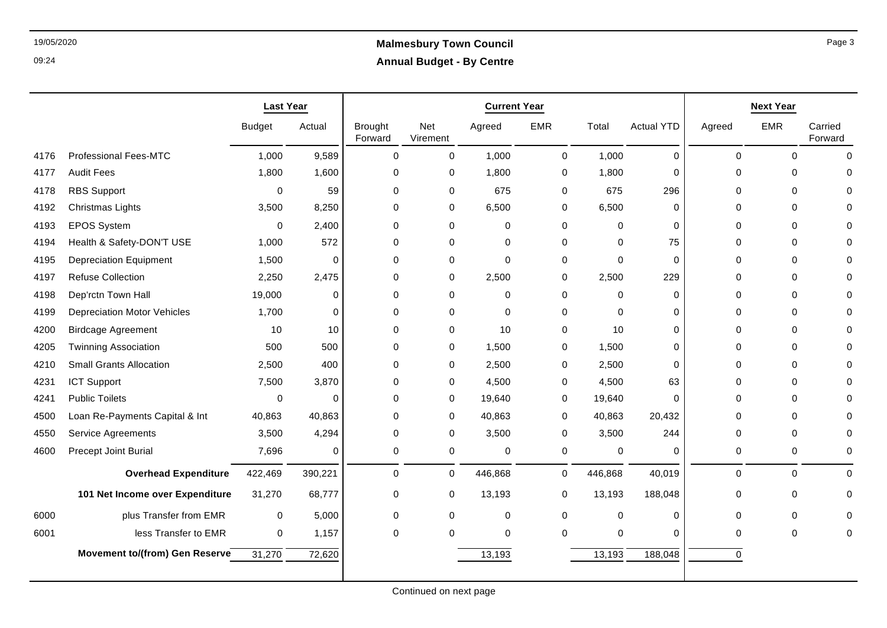# Malmesbury Town Council

## Annual Budget - By Centre

| | | Last Year | | Current Year | | | | | | Next Year | | |
|---|---|---|---|---|---|---|---|---|---|---|---|---|
| | | Budget | Actual | Brought Forward | Net Virement | Agreed | EMR | Total | Actual YTD | Agreed | EMR | Carried Forward |
| 4176 | Professional Fees-MTC | 1,000 | 9,589 | 0 | 0 | 1,000 | 0 | 1,000 | 0 | 0 | 0 | 0 |
| 4177 | Audit Fees | 1,800 | 1,600 | 0 | 0 | 1,800 | 0 | 1,800 | 0 | 0 | 0 | 0 |
| 4178 | RBS Support | 0 | 59 | 0 | 0 | 675 | 0 | 675 | 296 | 0 | 0 | 0 |
| 4192 | Christmas Lights | 3,500 | 8,250 | 0 | 0 | 6,500 | 0 | 6,500 | 0 | 0 | 0 | 0 |
| 4193 | EPOS System | 0 | 2,400 | 0 | 0 | 0 | 0 | 0 | 0 | 0 | 0 | 0 |
| 4194 | Health & Safety-DON'T USE | 1,000 | 572 | 0 | 0 | 0 | 0 | 0 | 75 | 0 | 0 | 0 |
| 4195 | Depreciation Equipment | 1,500 | 0 | 0 | 0 | 0 | 0 | 0 | 0 | 0 | 0 | 0 |
| 4197 | Refuse Collection | 2,250 | 2,475 | 0 | 0 | 2,500 | 0 | 2,500 | 229 | 0 | 0 | 0 |
| 4198 | Dep'rctn Town Hall | 19,000 | 0 | 0 | 0 | 0 | 0 | 0 | 0 | 0 | 0 | 0 |
| 4199 | Depreciation Motor Vehicles | 1,700 | 0 | 0 | 0 | 0 | 0 | 0 | 0 | 0 | 0 | 0 |
| 4200 | Birdcage Agreement | 10 | 10 | 0 | 0 | 10 | 0 | 10 | 0 | 0 | 0 | 0 |
| 4205 | Twinning Association | 500 | 500 | 0 | 0 | 1,500 | 0 | 1,500 | 0 | 0 | 0 | 0 |
| 4210 | Small Grants Allocation | 2,500 | 400 | 0 | 0 | 2,500 | 0 | 2,500 | 0 | 0 | 0 | 0 |
| 4231 | ICT Support | 7,500 | 3,870 | 0 | 0 | 4,500 | 0 | 4,500 | 63 | 0 | 0 | 0 |
| 4241 | Public Toilets | 0 | 0 | 0 | 0 | 19,640 | 0 | 19,640 | 0 | 0 | 0 | 0 |
| 4500 | Loan Re-Payments Capital & Int | 40,863 | 40,863 | 0 | 0 | 40,863 | 0 | 40,863 | 20,432 | 0 | 0 | 0 |
| 4550 | Service Agreements | 3,500 | 4,294 | 0 | 0 | 3,500 | 0 | 3,500 | 244 | 0 | 0 | 0 |
| 4600 | Precept Joint Burial | 7,696 | 0 | 0 | 0 | 0 | 0 | 0 | 0 | 0 | 0 | 0 |
| | **Overhead Expenditure** | 422,469 | 390,221 | 0 | 0 | 446,868 | 0 | 446,868 | 40,019 | 0 | 0 | 0 |
| | **101 Net Income over Expenditure** | 31,270 | 68,777 | 0 | 0 | 13,193 | 0 | 13,193 | 188,048 | 0 | 0 | 0 |
| 6000 | plus Transfer from EMR | 0 | 5,000 | 0 | 0 | 0 | 0 | 0 | 0 | 0 | 0 | 0 |
| 6001 | less Transfer to EMR | 0 | 1,157 | 0 | 0 | 0 | 0 | 0 | 0 | 0 | 0 | 0 |
| | **Movement to/(from) Gen Reserve** | 31,270 | 72,620 | | | 13,193 | | 13,193 | 188,048 | 0 | | |

Continued on next page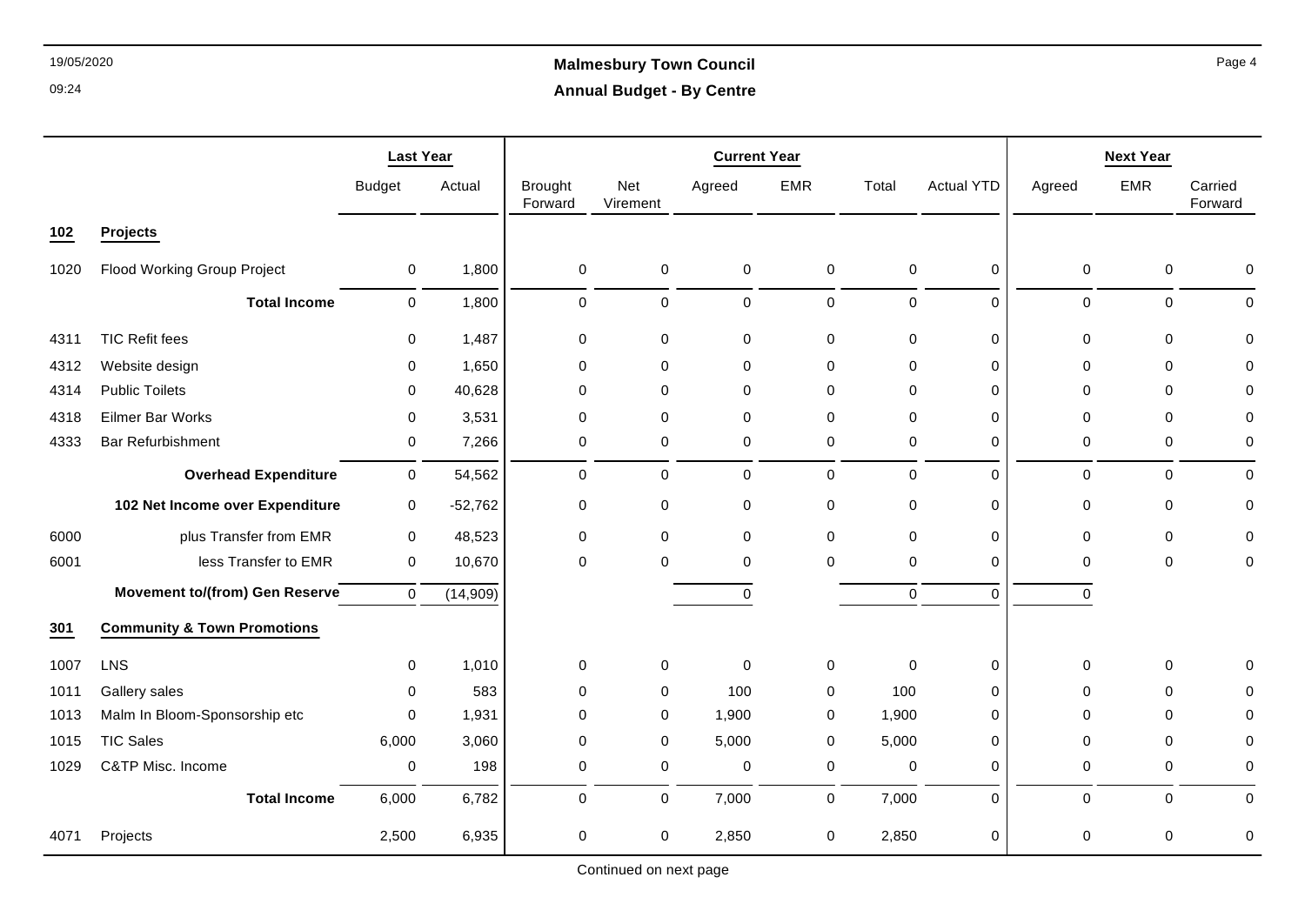# Malmesbury Town Council

## Annual Budget - By Centre

| | | Last Year | | Current Year | | | | | | Next Year | | |
|---|---|---|---|---|---|---|---|---|---|---|---|---|
| | | Budget | Actual | Brought Forward | Net Virement | Agreed | EMR | Total | Actual YTD | Agreed | EMR | Carried Forward |
| **102** | **Projects** | | | | | | | | | | | |
| 1020 | Flood Working Group Project | 0 | 1,800 | 0 | 0 | 0 | 0 | 0 | 0 | 0 | 0 | 0 |
| | **Total Income** | 0 | 1,800 | 0 | 0 | 0 | 0 | 0 | 0 | 0 | 0 | 0 |
| 4311 | TIC Refit fees | 0 | 1,487 | 0 | 0 | 0 | 0 | 0 | 0 | 0 | 0 | 0 |
| 4312 | Website design | 0 | 1,650 | 0 | 0 | 0 | 0 | 0 | 0 | 0 | 0 | 0 |
| 4314 | Public Toilets | 0 | 40,628 | 0 | 0 | 0 | 0 | 0 | 0 | 0 | 0 | 0 |
| 4318 | Eilmer Bar Works | 0 | 3,531 | 0 | 0 | 0 | 0 | 0 | 0 | 0 | 0 | 0 |
| 4333 | Bar Refurbishment | 0 | 7,266 | 0 | 0 | 0 | 0 | 0 | 0 | 0 | 0 | 0 |
| | **Overhead Expenditure** | 0 | 54,562 | 0 | 0 | 0 | 0 | 0 | 0 | 0 | 0 | 0 |
| | **102 Net Income over Expenditure** | 0 | -52,762 | 0 | 0 | 0 | 0 | 0 | 0 | 0 | 0 | 0 |
| 6000 | plus Transfer from EMR | 0 | 48,523 | 0 | 0 | 0 | 0 | 0 | 0 | 0 | 0 | 0 |
| 6001 | less Transfer to EMR | 0 | 10,670 | 0 | 0 | 0 | 0 | 0 | 0 | 0 | 0 | 0 |
| | **Movement to/(from) Gen Reserve** | 0 | (14,909) | | | 0 | | 0 | 0 | 0 | | |
| **301** | **Community & Town Promotions** | | | | | | | | | | | |
| 1007 | LNS | 0 | 1,010 | 0 | 0 | 0 | 0 | 0 | 0 | 0 | 0 | 0 |
| 1011 | Gallery sales | 0 | 583 | 0 | 0 | 100 | 0 | 100 | 0 | 0 | 0 | 0 |
| 1013 | Malm In Bloom-Sponsorship etc | 0 | 1,931 | 0 | 0 | 1,900 | 0 | 1,900 | 0 | 0 | 0 | 0 |
| 1015 | TIC Sales | 6,000 | 3,060 | 0 | 0 | 5,000 | 0 | 5,000 | 0 | 0 | 0 | 0 |
| 1029 | C&TP Misc. Income | 0 | 198 | 0 | 0 | 0 | 0 | 0 | 0 | 0 | 0 | 0 |
| | **Total Income** | 6,000 | 6,782 | 0 | 0 | 7,000 | 0 | 7,000 | 0 | 0 | 0 | 0 |
| 4071 | Projects | 2,500 | 6,935 | 0 | 0 | 2,850 | 0 | 2,850 | 0 | 0 | 0 | 0 |

Continued on next page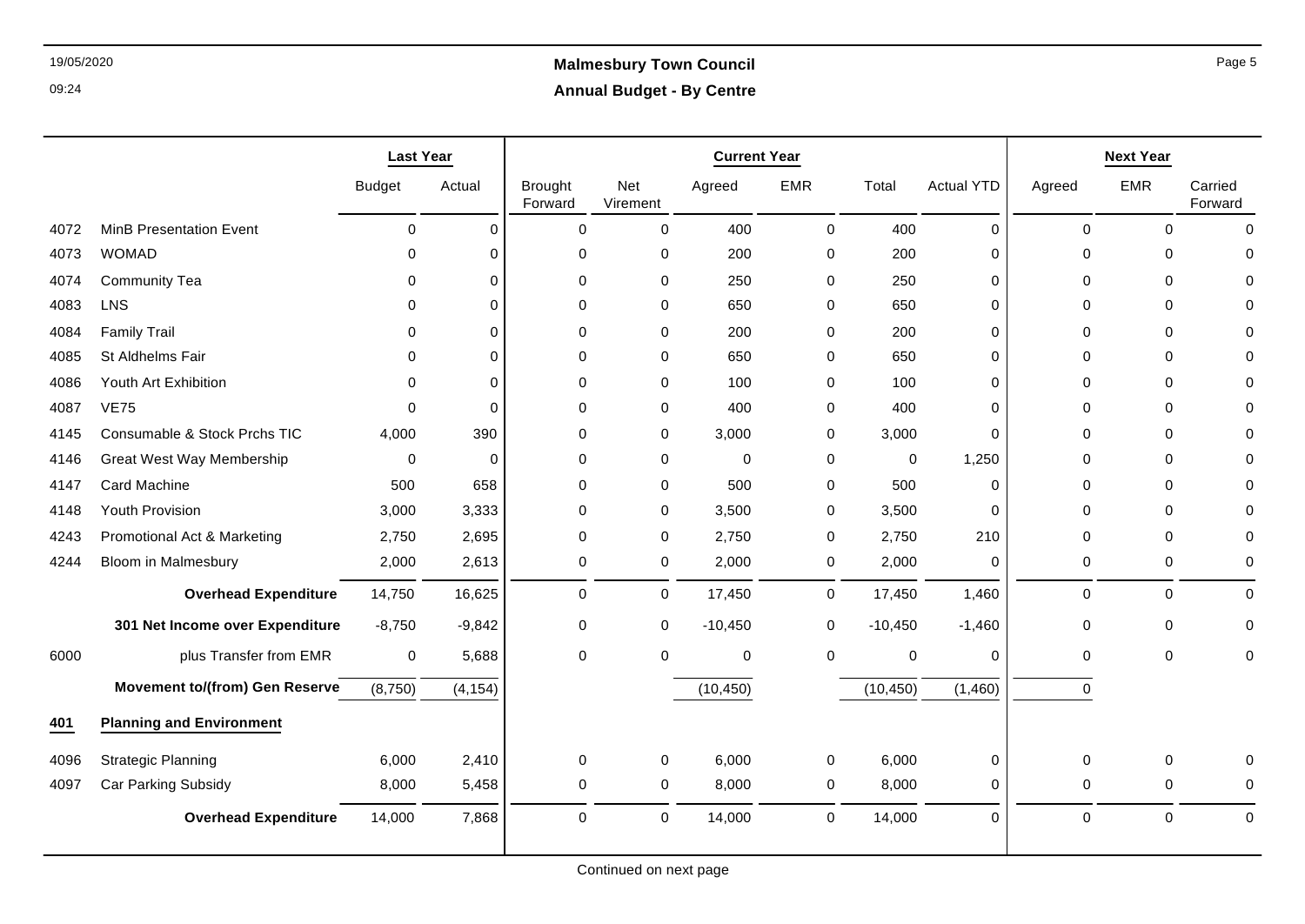# Malmesbury Town Council

## Annual Budget - By Centre

| | | Last Year | | Current Year | | | | | | Next Year | | |
|---|---|---|---|---|---|---|---|---|---|---|---|---|
| | | Budget | Actual | Brought Forward | Net Virement | Agreed | EMR | Total | Actual YTD | Agreed | EMR | Carried Forward |
| 4072 | MinB Presentation Event | 0 | 0 | 0 | 0 | 400 | 0 | 400 | 0 | 0 | 0 | 0 |
| 4073 | WOMAD | 0 | 0 | 0 | 0 | 200 | 0 | 200 | 0 | 0 | 0 | 0 |
| 4074 | Community Tea | 0 | 0 | 0 | 0 | 250 | 0 | 250 | 0 | 0 | 0 | 0 |
| 4083 | LNS | 0 | 0 | 0 | 0 | 650 | 0 | 650 | 0 | 0 | 0 | 0 |
| 4084 | Family Trail | 0 | 0 | 0 | 0 | 200 | 0 | 200 | 0 | 0 | 0 | 0 |
| 4085 | St Aldhelms Fair | 0 | 0 | 0 | 0 | 650 | 0 | 650 | 0 | 0 | 0 | 0 |
| 4086 | Youth Art Exhibition | 0 | 0 | 0 | 0 | 100 | 0 | 100 | 0 | 0 | 0 | 0 |
| 4087 | VE75 | 0 | 0 | 0 | 0 | 400 | 0 | 400 | 0 | 0 | 0 | 0 |
| 4145 | Consumable & Stock Prchs TIC | 4,000 | 390 | 0 | 0 | 3,000 | 0 | 3,000 | 0 | 0 | 0 | 0 |
| 4146 | Great West Way Membership | 0 | 0 | 0 | 0 | 0 | 0 | 0 | 1,250 | 0 | 0 | 0 |
| 4147 | Card Machine | 500 | 658 | 0 | 0 | 500 | 0 | 500 | 0 | 0 | 0 | 0 |
| 4148 | Youth Provision | 3,000 | 3,333 | 0 | 0 | 3,500 | 0 | 3,500 | 0 | 0 | 0 | 0 |
| 4243 | Promotional Act & Marketing | 2,750 | 2,695 | 0 | 0 | 2,750 | 0 | 2,750 | 210 | 0 | 0 | 0 |
| 4244 | Bloom in Malmesbury | 2,000 | 2,613 | 0 | 0 | 2,000 | 0 | 2,000 | 0 | 0 | 0 | 0 |
| | **Overhead Expenditure** | 14,750 | 16,625 | 0 | 0 | 17,450 | 0 | 17,450 | 1,460 | 0 | 0 | 0 |
| | **301 Net Income over Expenditure** | -8,750 | -9,842 | 0 | 0 | -10,450 | 0 | -10,450 | -1,460 | 0 | 0 | 0 |
| 6000 | plus Transfer from EMR | 0 | 5,688 | 0 | 0 | 0 | 0 | 0 | 0 | 0 | 0 | 0 |
| | **Movement to/(from) Gen Reserve** | (8,750) | (4,154) | | | (10,450) | | (10,450) | (1,460) | 0 | | |
| **401** | **Planning and Environment** | | | | | | | | | | | |
| 4096 | Strategic Planning | 6,000 | 2,410 | 0 | 0 | 6,000 | 0 | 6,000 | 0 | 0 | 0 | 0 |
| 4097 | Car Parking Subsidy | 8,000 | 5,458 | 0 | 0 | 8,000 | 0 | 8,000 | 0 | 0 | 0 | 0 |
| | **Overhead Expenditure** | 14,000 | 7,868 | 0 | 0 | 14,000 | 0 | 14,000 | 0 | 0 | 0 | 0 |

Continued on next page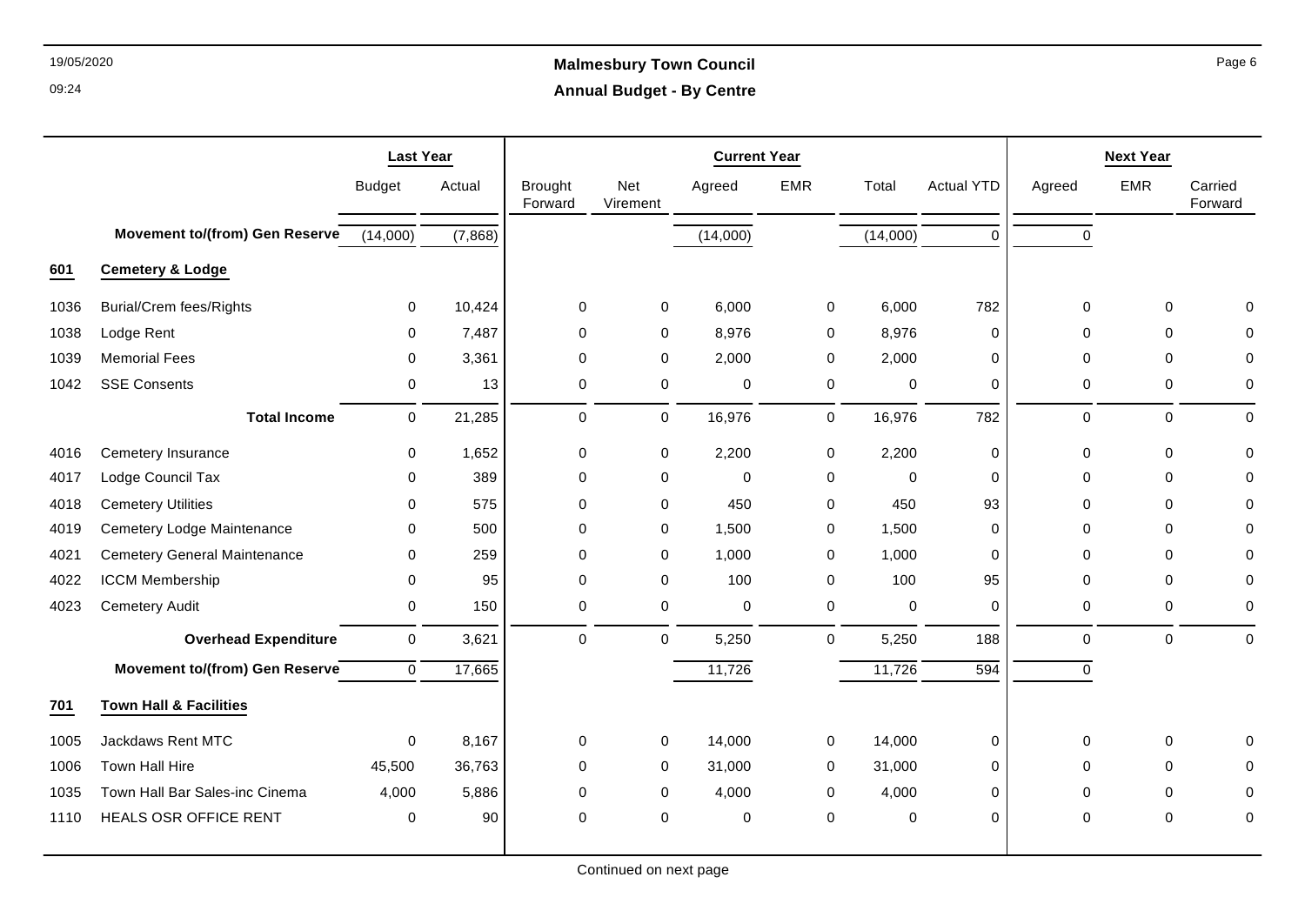# Malmesbury Town Council

## Annual Budget - By Centre

| | | Last Year | | Current Year | | | | | | Next Year | | |
|---|---|---|---|---|---|---|---|---|---|---|---|---|
| | | Budget | Actual | Brought Forward | Net Virement | Agreed | EMR | Total | Actual YTD | Agreed | EMR | Carried Forward |
| | **Movement to/(from) Gen Reserve** | (14,000) | (7,868) | | | (14,000) | | (14,000) | 0 | 0 | | |
| **601** | **Cemetery & Lodge** | | | | | | | | | | | |
| 1036 | Burial/Crem fees/Rights | 0 | 10,424 | 0 | 0 | 6,000 | 0 | 6,000 | 782 | 0 | 0 | 0 |
| 1038 | Lodge Rent | 0 | 7,487 | 0 | 0 | 8,976 | 0 | 8,976 | 0 | 0 | 0 | 0 |
| 1039 | Memorial Fees | 0 | 3,361 | 0 | 0 | 2,000 | 0 | 2,000 | 0 | 0 | 0 | 0 |
| 1042 | SSE Consents | 0 | 13 | 0 | 0 | 0 | 0 | 0 | 0 | 0 | 0 | 0 |
| | **Total Income** | 0 | 21,285 | 0 | 0 | 16,976 | 0 | 16,976 | 782 | 0 | 0 | 0 |
| 4016 | Cemetery Insurance | 0 | 1,652 | 0 | 0 | 2,200 | 0 | 2,200 | 0 | 0 | 0 | 0 |
| 4017 | Lodge Council Tax | 0 | 389 | 0 | 0 | 0 | 0 | 0 | 0 | 0 | 0 | 0 |
| 4018 | Cemetery Utilities | 0 | 575 | 0 | 0 | 450 | 0 | 450 | 93 | 0 | 0 | 0 |
| 4019 | Cemetery Lodge Maintenance | 0 | 500 | 0 | 0 | 1,500 | 0 | 1,500 | 0 | 0 | 0 | 0 |
| 4021 | Cemetery General Maintenance | 0 | 259 | 0 | 0 | 1,000 | 0 | 1,000 | 0 | 0 | 0 | 0 |
| 4022 | ICCM Membership | 0 | 95 | 0 | 0 | 100 | 0 | 100 | 95 | 0 | 0 | 0 |
| 4023 | Cemetery Audit | 0 | 150 | 0 | 0 | 0 | 0 | 0 | 0 | 0 | 0 | 0 |
| | **Overhead Expenditure** | 0 | 3,621 | 0 | 0 | 5,250 | 0 | 5,250 | 188 | 0 | 0 | 0 |
| | **Movement to/(from) Gen Reserve** | 0 | 17,665 | | | 11,726 | | 11,726 | 594 | 0 | | |
| **701** | **Town Hall & Facilities** | | | | | | | | | | | |
| 1005 | Jackdaws Rent MTC | 0 | 8,167 | 0 | 0 | 14,000 | 0 | 14,000 | 0 | 0 | 0 | 0 |
| 1006 | Town Hall Hire | 45,500 | 36,763 | 0 | 0 | 31,000 | 0 | 31,000 | 0 | 0 | 0 | 0 |
| 1035 | Town Hall Bar Sales-inc Cinema | 4,000 | 5,886 | 0 | 0 | 4,000 | 0 | 4,000 | 0 | 0 | 0 | 0 |
| 1110 | HEALS OSR OFFICE RENT | 0 | 90 | 0 | 0 | 0 | 0 | 0 | 0 | 0 | 0 | 0 |

Continued on next page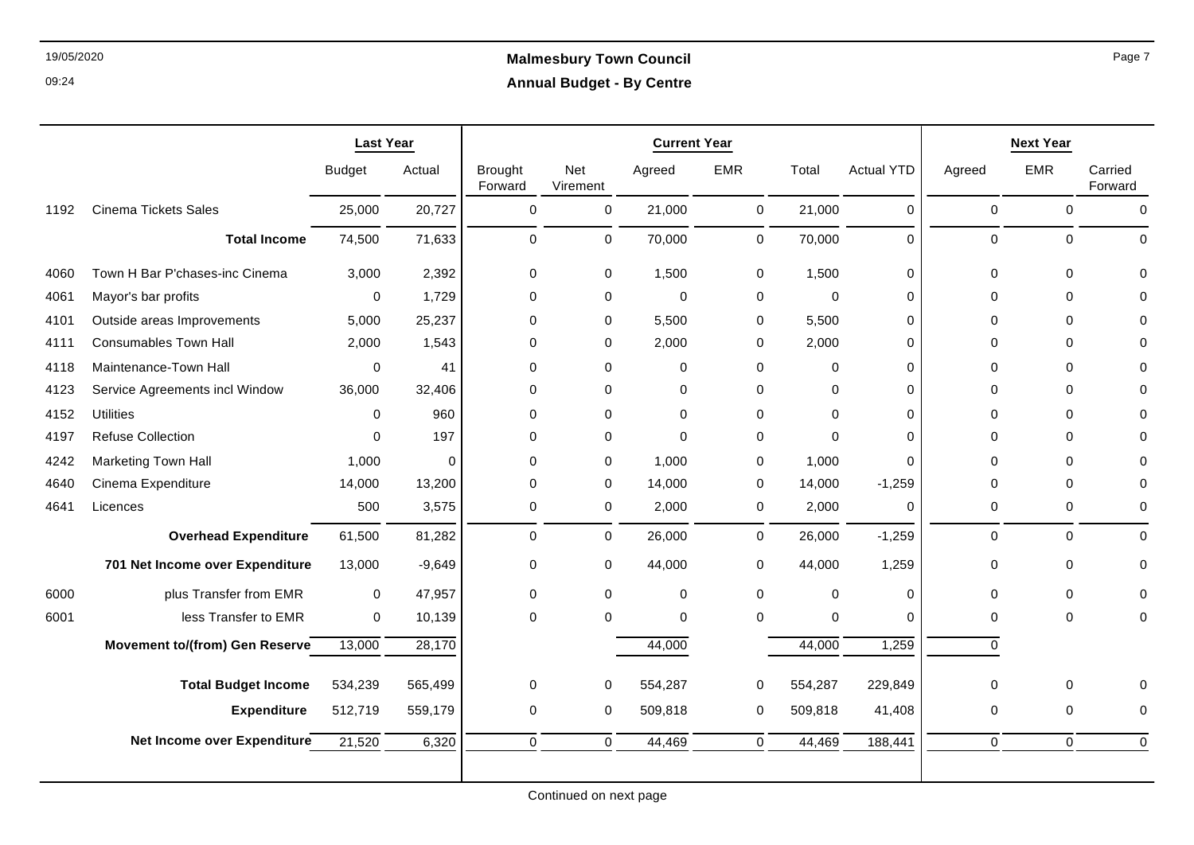**Malmesbury Town Council**

**Annual Budget - By Centre**

| | | Last Year | | Current Year | | | | | | Next Year | | |
|---|---|---|---|---|---|---|---|---|---|---|---|---|
| | | Budget | Actual | Brought Forward | Net Virement | Agreed | EMR | Total | Actual YTD | Agreed | EMR | Carried Forward |
| 1192 | Cinema Tickets Sales | 25,000 | 20,727 | 0 | 0 | 21,000 | 0 | 21,000 | 0 | 0 | 0 | 0 |
| | **Total Income** | 74,500 | 71,633 | 0 | 0 | 70,000 | 0 | 70,000 | 0 | 0 | 0 | 0 |
| 4060 | Town H Bar P'chases-inc Cinema | 3,000 | 2,392 | 0 | 0 | 1,500 | 0 | 1,500 | 0 | 0 | 0 | 0 |
| 4061 | Mayor's bar profits | 0 | 1,729 | 0 | 0 | 0 | 0 | 0 | 0 | 0 | 0 | 0 |
| 4101 | Outside areas Improvements | 5,000 | 25,237 | 0 | 0 | 5,500 | 0 | 5,500 | 0 | 0 | 0 | 0 |
| 4111 | Consumables Town Hall | 2,000 | 1,543 | 0 | 0 | 2,000 | 0 | 2,000 | 0 | 0 | 0 | 0 |
| 4118 | Maintenance-Town Hall | 0 | 41 | 0 | 0 | 0 | 0 | 0 | 0 | 0 | 0 | 0 |
| 4123 | Service Agreements incl Window | 36,000 | 32,406 | 0 | 0 | 0 | 0 | 0 | 0 | 0 | 0 | 0 |
| 4152 | Utilities | 0 | 960 | 0 | 0 | 0 | 0 | 0 | 0 | 0 | 0 | 0 |
| 4197 | Refuse Collection | 0 | 197 | 0 | 0 | 0 | 0 | 0 | 0 | 0 | 0 | 0 |
| 4242 | Marketing Town Hall | 1,000 | 0 | 0 | 0 | 1,000 | 0 | 1,000 | 0 | 0 | 0 | 0 |
| 4640 | Cinema Expenditure | 14,000 | 13,200 | 0 | 0 | 14,000 | 0 | 14,000 | -1,259 | 0 | 0 | 0 |
| 4641 | Licences | 500 | 3,575 | 0 | 0 | 2,000 | 0 | 2,000 | 0 | 0 | 0 | 0 |
| | **Overhead Expenditure** | 61,500 | 81,282 | 0 | 0 | 26,000 | 0 | 26,000 | -1,259 | 0 | 0 | 0 |
| | **701 Net Income over Expenditure** | 13,000 | -9,649 | 0 | 0 | 44,000 | 0 | 44,000 | 1,259 | 0 | 0 | 0 |
| 6000 | plus Transfer from EMR | 0 | 47,957 | 0 | 0 | 0 | 0 | 0 | 0 | 0 | 0 | 0 |
| 6001 | less Transfer to EMR | 0 | 10,139 | 0 | 0 | 0 | 0 | 0 | 0 | 0 | 0 | 0 |
| | **Movement to/(from) Gen Reserve** | 13,000 | 28,170 | | | 44,000 | | 44,000 | 1,259 | 0 | | |
| | **Total Budget Income** | 534,239 | 565,499 | 0 | 0 | 554,287 | 0 | 554,287 | 229,849 | 0 | 0 | 0 |
| | **Expenditure** | 512,719 | 559,179 | 0 | 0 | 509,818 | 0 | 509,818 | 41,408 | 0 | 0 | 0 |
| | **Net Income over Expenditure** | 21,520 | 6,320 | 0 | 0 | 44,469 | 0 | 44,469 | 188,441 | 0 | 0 | 0 |

Continued on next page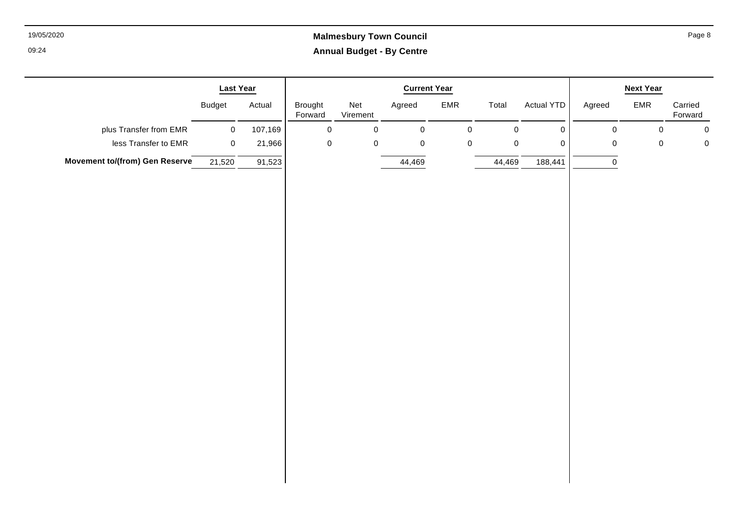# Malmesbury Town Council

## Annual Budget - By Centre

| | Last Year | | Current Year | | | | | | Next Year | | |
|---|---|---|---|---|---|---|---|---|---|---|---|
| | Budget | Actual | Brought Forward | Net Virement | Agreed | EMR | Total | Actual YTD | Agreed | EMR | Carried Forward |
| plus Transfer from EMR | 0 | 107,169 | 0 | 0 | 0 | 0 | 0 | 0 | 0 | 0 | 0 |
| less Transfer to EMR | 0 | 21,966 | 0 | 0 | 0 | 0 | 0 | 0 | 0 | 0 | 0 |
| **Movement to/(from) Gen Reserve** | 21,520 | 91,523 | | | 44,469 | | 44,469 | 188,441 | 0 | | |